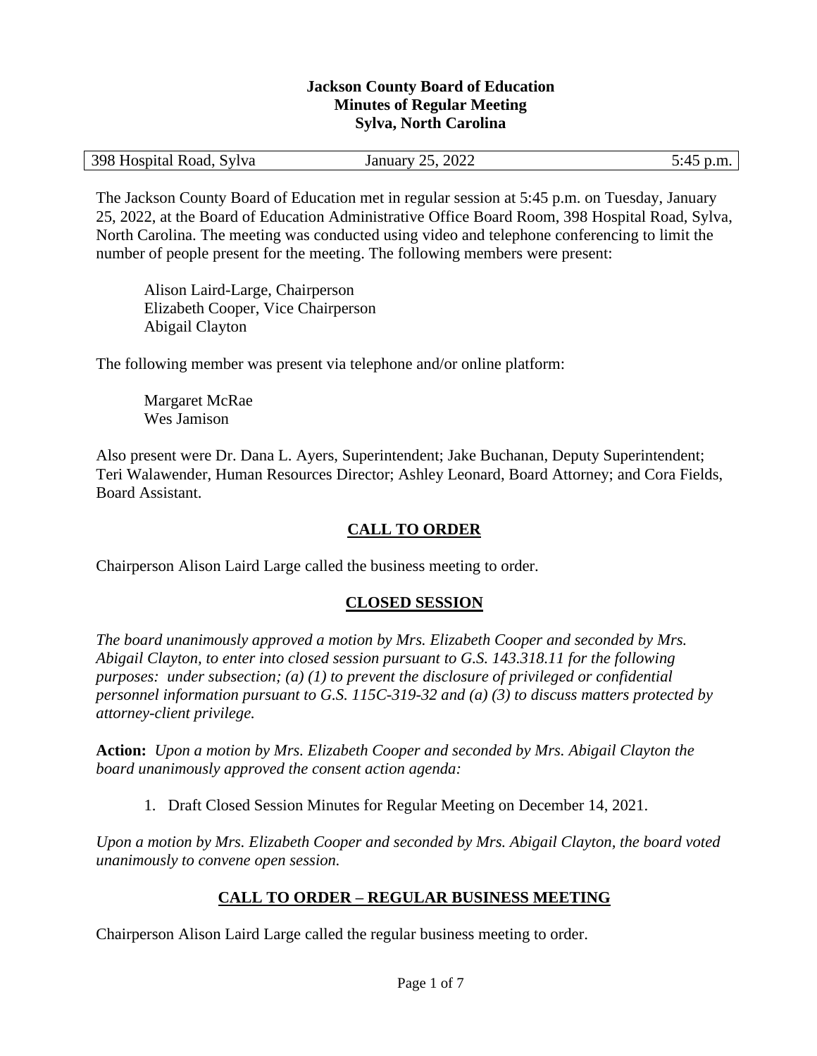**Jackson County Board of Education**
**Minutes of Regular Meeting**
**Sylva, North Carolina**

| 398 Hospital Road, Sylva | January 25, 2022 | 5:45 p.m. |
|---|---|---|

The Jackson County Board of Education met in regular session at 5:45 p.m. on Tuesday, January 25, 2022, at the Board of Education Administrative Office Board Room, 398 Hospital Road, Sylva, North Carolina. The meeting was conducted using video and telephone conferencing to limit the number of people present for the meeting. The following members were present:

Alison Laird-Large, Chairperson
Elizabeth Cooper, Vice Chairperson
Abigail Clayton

The following member was present via telephone and/or online platform:

Margaret McRae
Wes Jamison

Also present were Dr. Dana L. Ayers, Superintendent; Jake Buchanan, Deputy Superintendent; Teri Walawender, Human Resources Director; Ashley Leonard, Board Attorney; and Cora Fields, Board Assistant.

## CALL TO ORDER

Chairperson Alison Laird Large called the business meeting to order.

## CLOSED SESSION

*The board unanimously approved a motion by Mrs. Elizabeth Cooper and seconded by Mrs. Abigail Clayton, to enter into closed session pursuant to G.S. 143.318.11 for the following purposes: under subsection; (a) (1) to prevent the disclosure of privileged or confidential personnel information pursuant to G.S. 115C-319-32 and (a) (3) to discuss matters protected by attorney-client privilege.*

**Action:** *Upon a motion by Mrs. Elizabeth Cooper and seconded by Mrs. Abigail Clayton the board unanimously approved the consent action agenda:*

1. Draft Closed Session Minutes for Regular Meeting on December 14, 2021.

*Upon a motion by Mrs. Elizabeth Cooper and seconded by Mrs. Abigail Clayton, the board voted unanimously to convene open session.*

## CALL TO ORDER – REGULAR BUSINESS MEETING

Chairperson Alison Laird Large called the regular business meeting to order.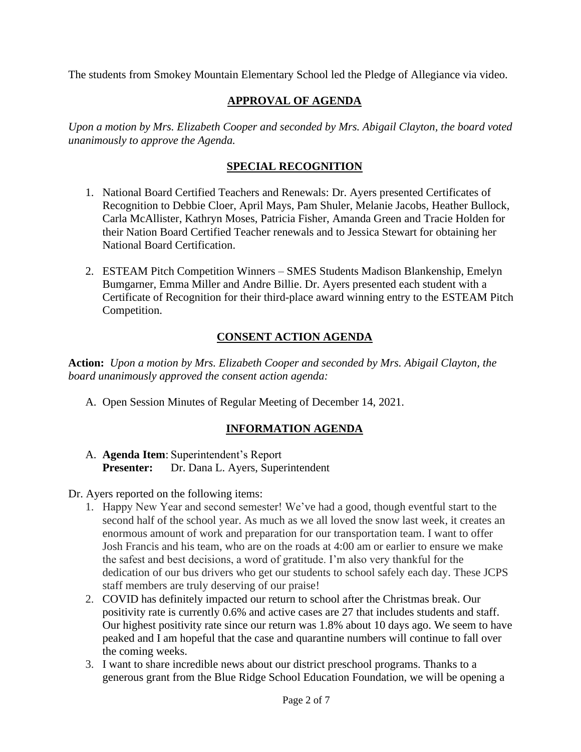The students from Smokey Mountain Elementary School led the Pledge of Allegiance via video.

## APPROVAL OF AGENDA

*Upon a motion by Mrs. Elizabeth Cooper and seconded by Mrs. Abigail Clayton, the board voted unanimously to approve the Agenda.*

## SPECIAL RECOGNITION

1. National Board Certified Teachers and Renewals: Dr. Ayers presented Certificates of Recognition to Debbie Cloer, April Mays, Pam Shuler, Melanie Jacobs, Heather Bullock, Carla McAllister, Kathryn Moses, Patricia Fisher, Amanda Green and Tracie Holden for their Nation Board Certified Teacher renewals and to Jessica Stewart for obtaining her National Board Certification.

2. ESTEAM Pitch Competition Winners – SMES Students Madison Blankenship, Emelyn Bumgarner, Emma Miller and Andre Billie. Dr. Ayers presented each student with a Certificate of Recognition for their third-place award winning entry to the ESTEAM Pitch Competition.

## CONSENT ACTION AGENDA

**Action:** *Upon a motion by Mrs. Elizabeth Cooper and seconded by Mrs. Abigail Clayton, the board unanimously approved the consent action agenda:*

A. Open Session Minutes of Regular Meeting of December 14, 2021.

## INFORMATION AGENDA

A. **Agenda Item**: Superintendent's Report
   **Presenter:** Dr. Dana L. Ayers, Superintendent

Dr. Ayers reported on the following items:

1. Happy New Year and second semester! We've had a good, though eventful start to the second half of the school year. As much as we all loved the snow last week, it creates an enormous amount of work and preparation for our transportation team. I want to offer Josh Francis and his team, who are on the roads at 4:00 am or earlier to ensure we make the safest and best decisions, a word of gratitude. I'm also very thankful for the dedication of our bus drivers who get our students to school safely each day. These JCPS staff members are truly deserving of our praise!
2. COVID has definitely impacted our return to school after the Christmas break. Our positivity rate is currently 0.6% and active cases are 27 that includes students and staff. Our highest positivity rate since our return was 1.8% about 10 days ago. We seem to have peaked and I am hopeful that the case and quarantine numbers will continue to fall over the coming weeks.
3. I want to share incredible news about our district preschool programs. Thanks to a generous grant from the Blue Ridge School Education Foundation, we will be opening a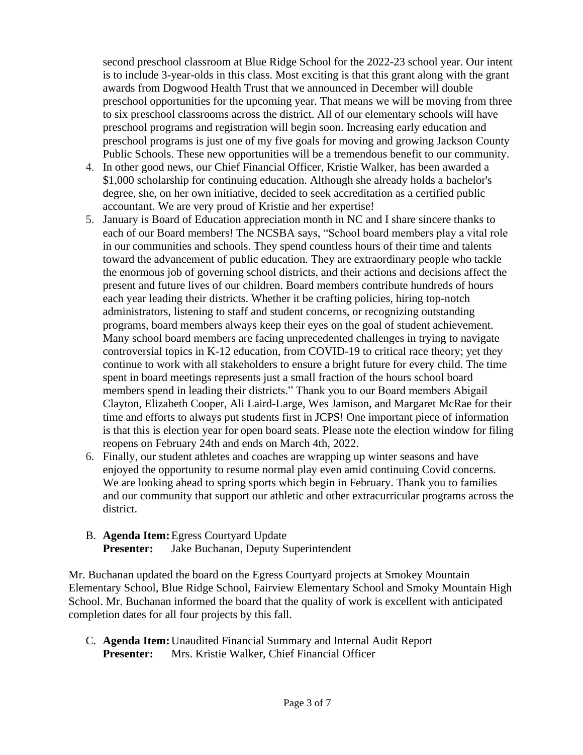second preschool classroom at Blue Ridge School for the 2022-23 school year. Our intent is to include 3-year-olds in this class. Most exciting is that this grant along with the grant awards from Dogwood Health Trust that we announced in December will double preschool opportunities for the upcoming year. That means we will be moving from three to six preschool classrooms across the district. All of our elementary schools will have preschool programs and registration will begin soon. Increasing early education and preschool programs is just one of my five goals for moving and growing Jackson County Public Schools. These new opportunities will be a tremendous benefit to our community.

4. In other good news, our Chief Financial Officer, Kristie Walker, has been awarded a $1,000 scholarship for continuing education. Although she already holds a bachelor's degree, she, on her own initiative, decided to seek accreditation as a certified public accountant. We are very proud of Kristie and her expertise!
5. January is Board of Education appreciation month in NC and I share sincere thanks to each of our Board members! The NCSBA says, "School board members play a vital role in our communities and schools. They spend countless hours of their time and talents toward the advancement of public education. They are extraordinary people who tackle the enormous job of governing school districts, and their actions and decisions affect the present and future lives of our children. Board members contribute hundreds of hours each year leading their districts. Whether it be crafting policies, hiring top-notch administrators, listening to staff and student concerns, or recognizing outstanding programs, board members always keep their eyes on the goal of student achievement. Many school board members are facing unprecedented challenges in trying to navigate controversial topics in K-12 education, from COVID-19 to critical race theory; yet they continue to work with all stakeholders to ensure a bright future for every child. The time spent in board meetings represents just a small fraction of the hours school board members spend in leading their districts." Thank you to our Board members Abigail Clayton, Elizabeth Cooper, Ali Laird-Large, Wes Jamison, and Margaret McRae for their time and efforts to always put students first in JCPS! One important piece of information is that this is election year for open board seats. Please note the election window for filing reopens on February 24th and ends on March 4th, 2022.
6. Finally, our student athletes and coaches are wrapping up winter seasons and have enjoyed the opportunity to resume normal play even amid continuing Covid concerns. We are looking ahead to spring sports which begin in February. Thank you to families and our community that support our athletic and other extracurricular programs across the district.

B. **Agenda Item:** Egress Courtyard Update
**Presenter:** Jake Buchanan, Deputy Superintendent

Mr. Buchanan updated the board on the Egress Courtyard projects at Smokey Mountain Elementary School, Blue Ridge School, Fairview Elementary School and Smoky Mountain High School. Mr. Buchanan informed the board that the quality of work is excellent with anticipated completion dates for all four projects by this fall.

C. **Agenda Item:** Unaudited Financial Summary and Internal Audit Report
**Presenter:** Mrs. Kristie Walker, Chief Financial Officer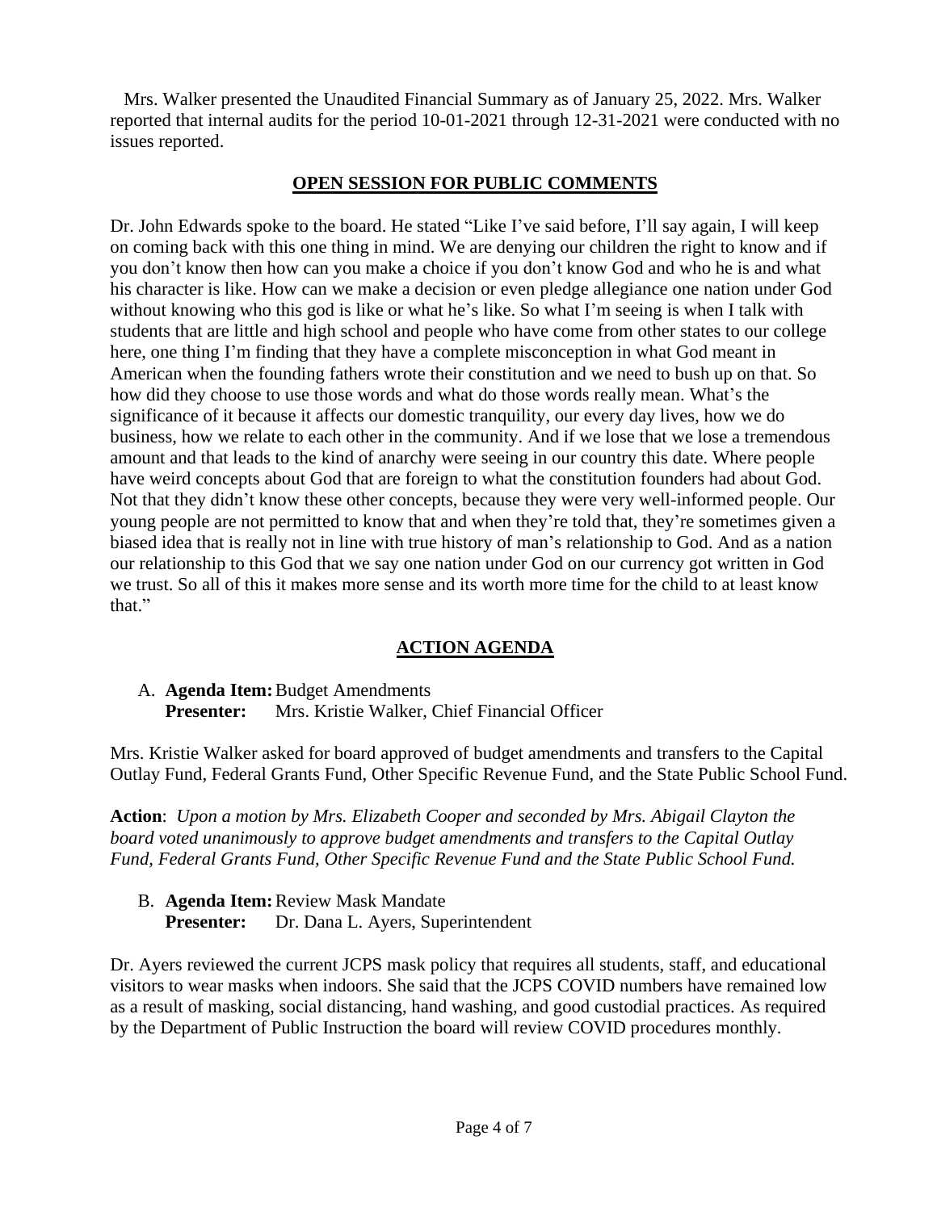Mrs. Walker presented the Unaudited Financial Summary as of January 25, 2022. Mrs. Walker reported that internal audits for the period 10-01-2021 through 12-31-2021 were conducted with no issues reported.

## OPEN SESSION FOR PUBLIC COMMENTS

Dr. John Edwards spoke to the board. He stated "Like I've said before, I'll say again, I will keep on coming back with this one thing in mind. We are denying our children the right to know and if you don't know then how can you make a choice if you don't know God and who he is and what his character is like. How can we make a decision or even pledge allegiance one nation under God without knowing who this god is like or what he's like. So what I'm seeing is when I talk with students that are little and high school and people who have come from other states to our college here, one thing I'm finding that they have a complete misconception in what God meant in American when the founding fathers wrote their constitution and we need to bush up on that. So how did they choose to use those words and what do those words really mean. What's the significance of it because it affects our domestic tranquility, our every day lives, how we do business, how we relate to each other in the community. And if we lose that we lose a tremendous amount and that leads to the kind of anarchy were seeing in our country this date. Where people have weird concepts about God that are foreign to what the constitution founders had about God. Not that they didn't know these other concepts, because they were very well-informed people. Our young people are not permitted to know that and when they're told that, they're sometimes given a biased idea that is really not in line with true history of man's relationship to God. And as a nation our relationship to this God that we say one nation under God on our currency got written in God we trust. So all of this it makes more sense and its worth more time for the child to at least know that."

## ACTION AGENDA

A. **Agenda Item:** Budget Amendments
**Presenter:** Mrs. Kristie Walker, Chief Financial Officer

Mrs. Kristie Walker asked for board approved of budget amendments and transfers to the Capital Outlay Fund, Federal Grants Fund, Other Specific Revenue Fund, and the State Public School Fund.

**Action**: *Upon a motion by Mrs. Elizabeth Cooper and seconded by Mrs. Abigail Clayton the board voted unanimously to approve budget amendments and transfers to the Capital Outlay Fund, Federal Grants Fund, Other Specific Revenue Fund and the State Public School Fund.*

B. **Agenda Item:** Review Mask Mandate
**Presenter:** Dr. Dana L. Ayers, Superintendent

Dr. Ayers reviewed the current JCPS mask policy that requires all students, staff, and educational visitors to wear masks when indoors. She said that the JCPS COVID numbers have remained low as a result of masking, social distancing, hand washing, and good custodial practices. As required by the Department of Public Instruction the board will review COVID procedures monthly.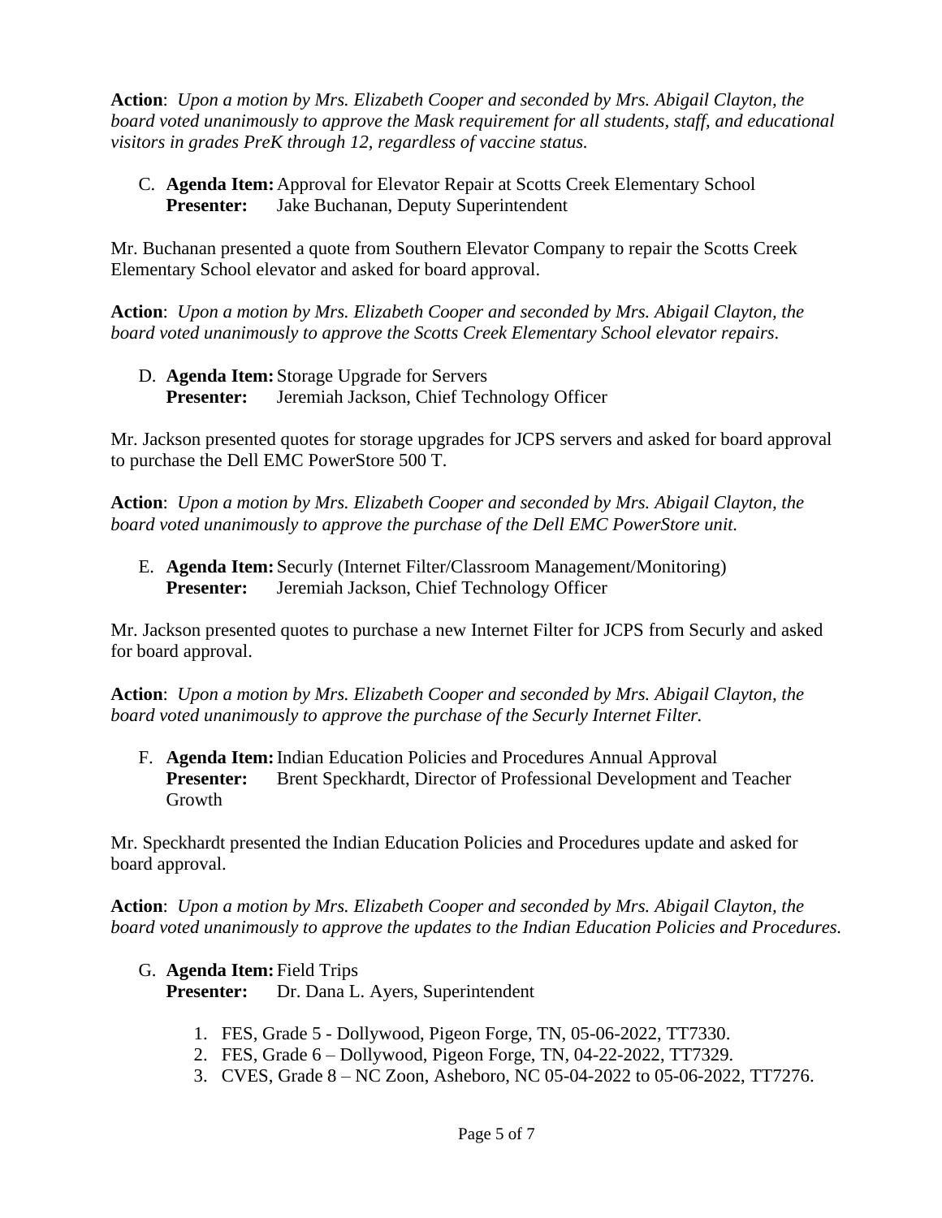**Action**: *Upon a motion by Mrs. Elizabeth Cooper and seconded by Mrs. Abigail Clayton, the board voted unanimously to approve the Mask requirement for all students, staff, and educational visitors in grades PreK through 12, regardless of vaccine status.*

C. **Agenda Item:** Approval for Elevator Repair at Scotts Creek Elementary School
   **Presenter:** Jake Buchanan, Deputy Superintendent

Mr. Buchanan presented a quote from Southern Elevator Company to repair the Scotts Creek Elementary School elevator and asked for board approval.

**Action**: *Upon a motion by Mrs. Elizabeth Cooper and seconded by Mrs. Abigail Clayton, the board voted unanimously to approve the Scotts Creek Elementary School elevator repairs.*

D. **Agenda Item:** Storage Upgrade for Servers
   **Presenter:** Jeremiah Jackson, Chief Technology Officer

Mr. Jackson presented quotes for storage upgrades for JCPS servers and asked for board approval to purchase the Dell EMC PowerStore 500 T.

**Action**: *Upon a motion by Mrs. Elizabeth Cooper and seconded by Mrs. Abigail Clayton, the board voted unanimously to approve the purchase of the Dell EMC PowerStore unit.*

E. **Agenda Item:** Securly (Internet Filter/Classroom Management/Monitoring)
   **Presenter:** Jeremiah Jackson, Chief Technology Officer

Mr. Jackson presented quotes to purchase a new Internet Filter for JCPS from Securly and asked for board approval.

**Action**: *Upon a motion by Mrs. Elizabeth Cooper and seconded by Mrs. Abigail Clayton, the board voted unanimously to approve the purchase of the Securly Internet Filter.*

F. **Agenda Item:** Indian Education Policies and Procedures Annual Approval
   **Presenter:** Brent Speckhardt, Director of Professional Development and Teacher Growth

Mr. Speckhardt presented the Indian Education Policies and Procedures update and asked for board approval.

**Action**: *Upon a motion by Mrs. Elizabeth Cooper and seconded by Mrs. Abigail Clayton, the board voted unanimously to approve the updates to the Indian Education Policies and Procedures.*

G. **Agenda Item:** Field Trips
   **Presenter:** Dr. Dana L. Ayers, Superintendent

1. FES, Grade 5 - Dollywood, Pigeon Forge, TN, 05-06-2022, TT7330.
2. FES, Grade 6 – Dollywood, Pigeon Forge, TN, 04-22-2022, TT7329.
3. CVES, Grade 8 – NC Zoon, Asheboro, NC 05-04-2022 to 05-06-2022, TT7276.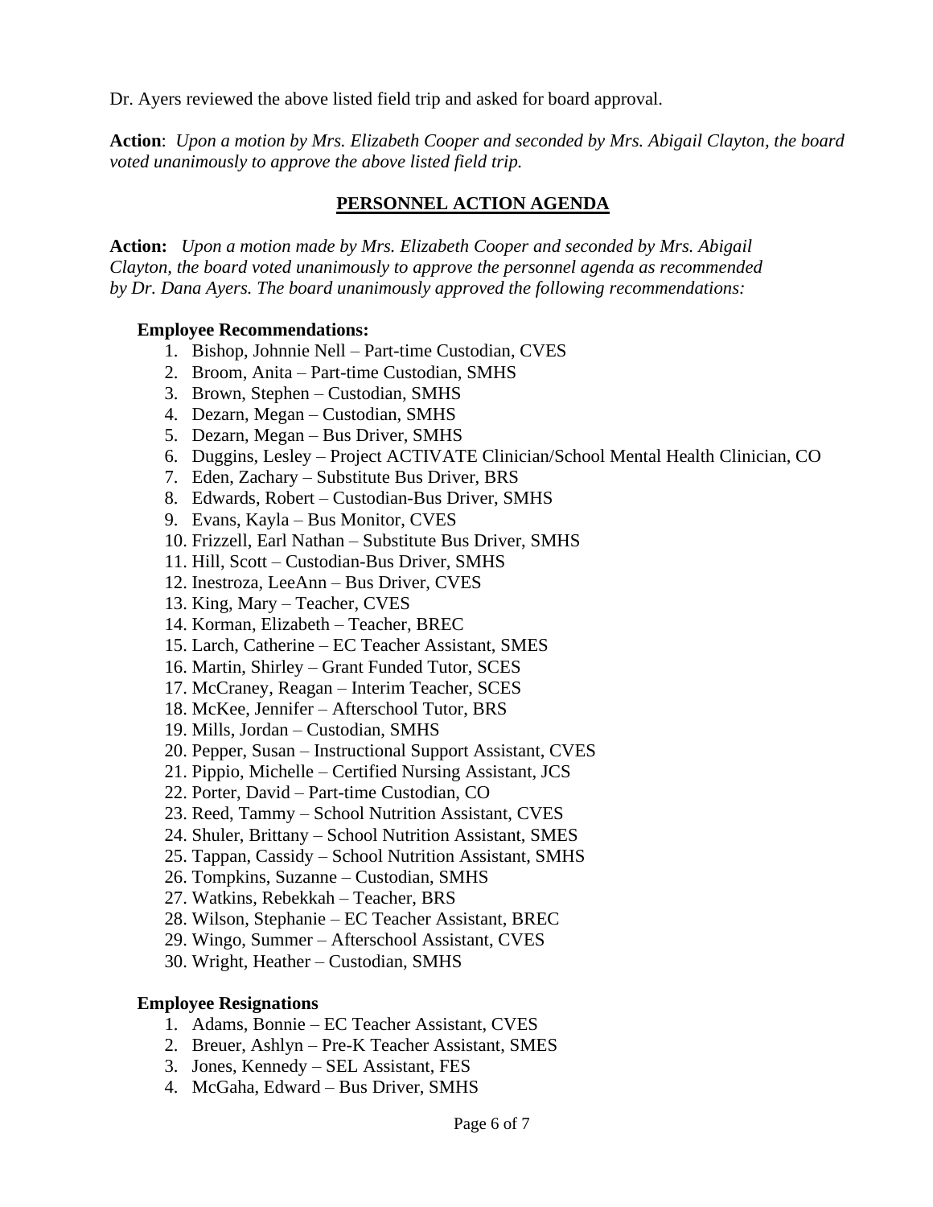Dr. Ayers reviewed the above listed field trip and asked for board approval.

**Action**: *Upon a motion by Mrs. Elizabeth Cooper and seconded by Mrs. Abigail Clayton, the board voted unanimously to approve the above listed field trip.*

## PERSONNEL ACTION AGENDA

**Action:** *Upon a motion made by Mrs. Elizabeth Cooper and seconded by Mrs. Abigail Clayton, the board voted unanimously to approve the personnel agenda as recommended by Dr. Dana Ayers. The board unanimously approved the following recommendations:*

**Employee Recommendations:**

1. Bishop, Johnnie Nell – Part-time Custodian, CVES
2. Broom, Anita – Part-time Custodian, SMHS
3. Brown, Stephen – Custodian, SMHS
4. Dezarn, Megan – Custodian, SMHS
5. Dezarn, Megan – Bus Driver, SMHS
6. Duggins, Lesley – Project ACTIVATE Clinician/School Mental Health Clinician, CO
7. Eden, Zachary – Substitute Bus Driver, BRS
8. Edwards, Robert – Custodian-Bus Driver, SMHS
9. Evans, Kayla – Bus Monitor, CVES
10. Frizzell, Earl Nathan – Substitute Bus Driver, SMHS
11. Hill, Scott – Custodian-Bus Driver, SMHS
12. Inestroza, LeeAnn – Bus Driver, CVES
13. King, Mary – Teacher, CVES
14. Korman, Elizabeth – Teacher, BREC
15. Larch, Catherine – EC Teacher Assistant, SMES
16. Martin, Shirley – Grant Funded Tutor, SCES
17. McCraney, Reagan – Interim Teacher, SCES
18. McKee, Jennifer – Afterschool Tutor, BRS
19. Mills, Jordan – Custodian, SMHS
20. Pepper, Susan – Instructional Support Assistant, CVES
21. Pippio, Michelle – Certified Nursing Assistant, JCS
22. Porter, David – Part-time Custodian, CO
23. Reed, Tammy – School Nutrition Assistant, CVES
24. Shuler, Brittany – School Nutrition Assistant, SMES
25. Tappan, Cassidy – School Nutrition Assistant, SMHS
26. Tompkins, Suzanne – Custodian, SMHS
27. Watkins, Rebekkah – Teacher, BRS
28. Wilson, Stephanie – EC Teacher Assistant, BREC
29. Wingo, Summer – Afterschool Assistant, CVES
30. Wright, Heather – Custodian, SMHS

**Employee Resignations**

1. Adams, Bonnie – EC Teacher Assistant, CVES
2. Breuer, Ashlyn – Pre-K Teacher Assistant, SMES
3. Jones, Kennedy – SEL Assistant, FES
4. McGaha, Edward – Bus Driver, SMHS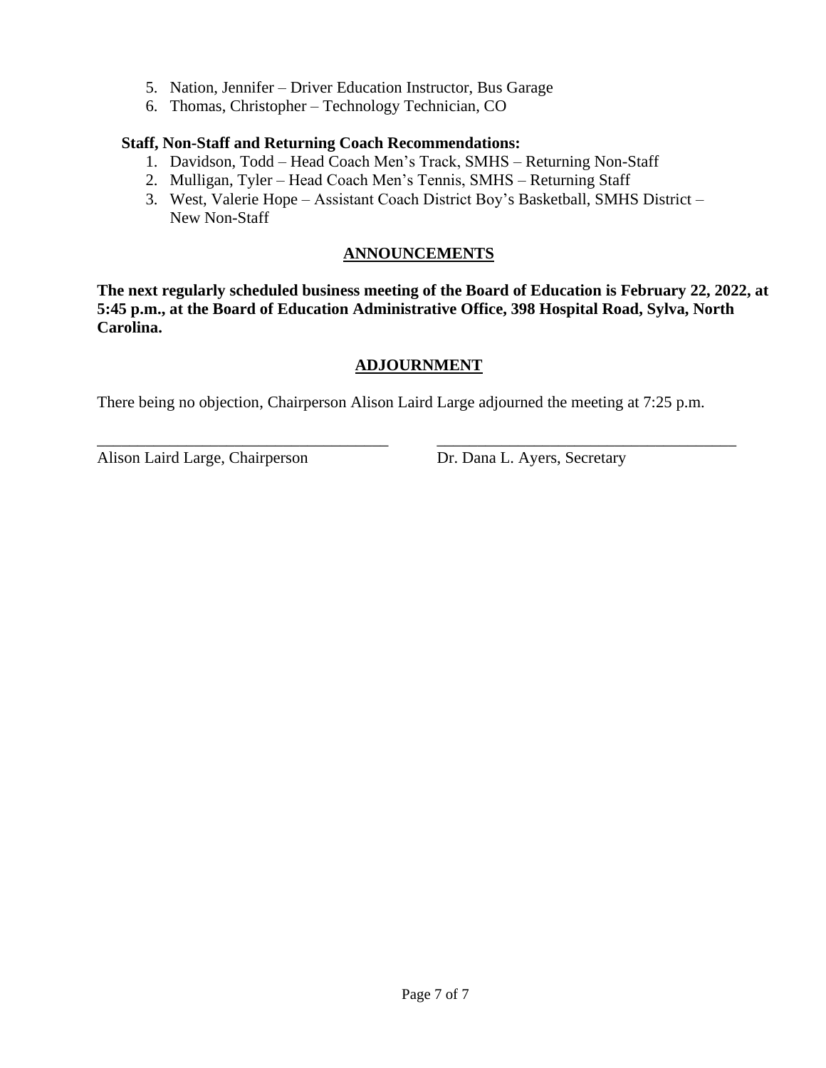5. Nation, Jennifer – Driver Education Instructor, Bus Garage
6. Thomas, Christopher – Technology Technician, CO

**Staff, Non-Staff and Returning Coach Recommendations:**

1. Davidson, Todd – Head Coach Men's Track, SMHS – Returning Non-Staff
2. Mulligan, Tyler – Head Coach Men's Tennis, SMHS – Returning Staff
3. West, Valerie Hope – Assistant Coach District Boy's Basketball, SMHS District – New Non-Staff

## ANNOUNCEMENTS

**The next regularly scheduled business meeting of the Board of Education is February 22, 2022, at 5:45 p.m., at the Board of Education Administrative Office, 398 Hospital Road, Sylva, North Carolina.**

## ADJOURNMENT

There being no objection, Chairperson Alison Laird Large adjourned the meeting at 7:25 p.m.

_____________________________________ _____________________________________

Alison Laird Large, Chairperson Dr. Dana L. Ayers, Secretary